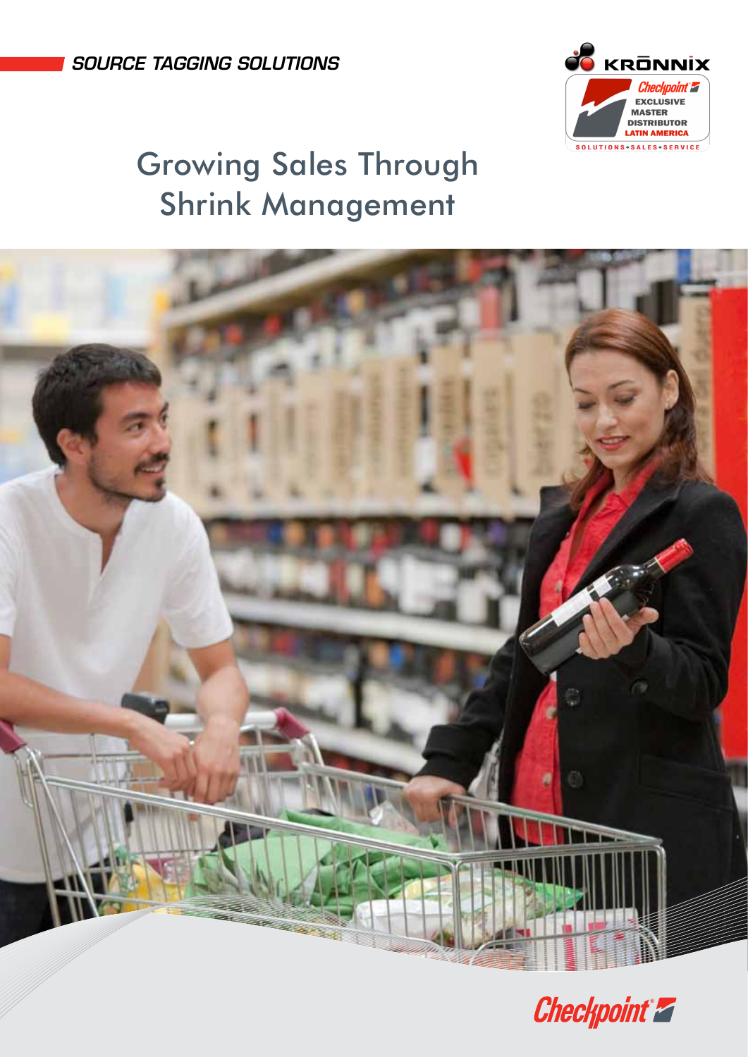*SOURCE TAGGING SOLUTIONS*

KRŌNNIX

Checkpoint
EXCLUSIVE
MASTER
DISTRIBUTOR
LATIN AMERICA

SOLUTIONS•SALES•SERVICE

# Growing Sales Through Shrink Management

Checkpoint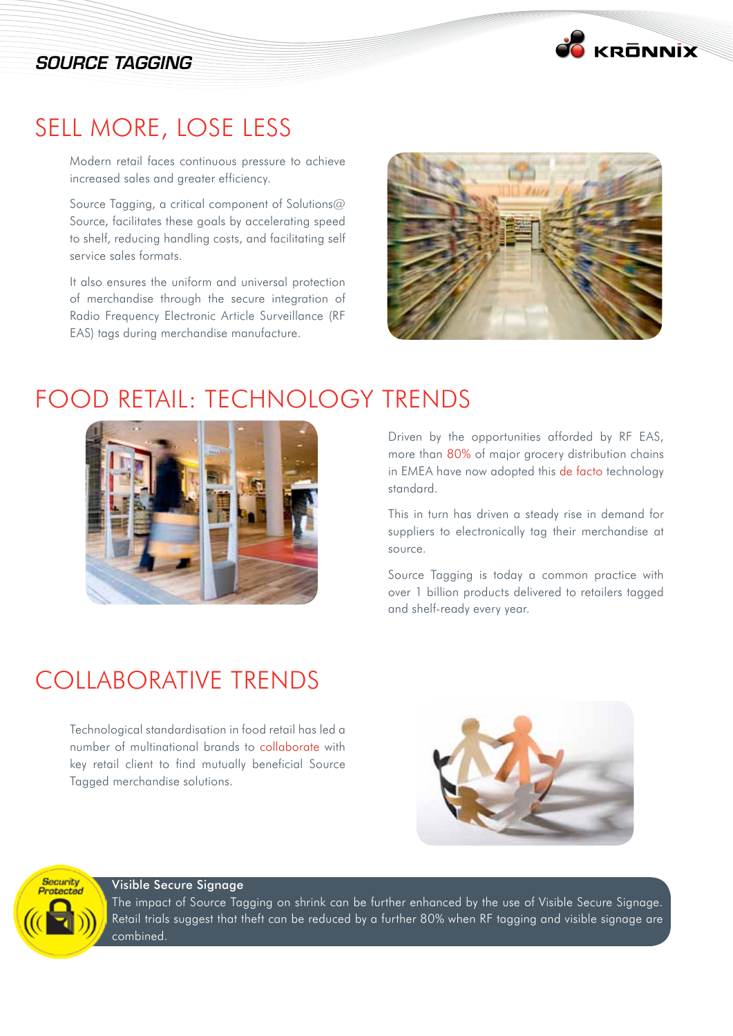# SELL MORE, LOSE LESS

Modern retail faces continuous pressure to achieve increased sales and greater efficiency.

Source Tagging, a critical component of Solutions@ Source, facilitates these goals by accelerating speed to shelf, reducing handling costs, and facilitating self service sales formats.

It also ensures the uniform and universal protection of merchandise through the secure integration of Radio Frequency Electronic Article Surveillance (RF EAS) tags during merchandise manufacture.

# FOOD RETAIL: TECHNOLOGY TRENDS

Driven by the opportunities afforded by RF EAS, more than 80% of major grocery distribution chains in EMEA have now adopted this de facto technology standard.

This in turn has driven a steady rise in demand for suppliers to electronically tag their merchandise at source.

Source Tagging is today a common practice with over 1 billion products delivered to retailers tagged and shelf-ready every year.

# COLLABORATIVE TRENDS

Technological standardisation in food retail has led a number of multinational brands to collaborate with key retail client to find mutually beneficial Source Tagged merchandise solutions.

**Visible Secure Signage**

The impact of Source Tagging on shrink can be further enhanced by the use of Visible Secure Signage. Retail trials suggest that theft can be reduced by a further 80% when RF tagging and visible signage are combined.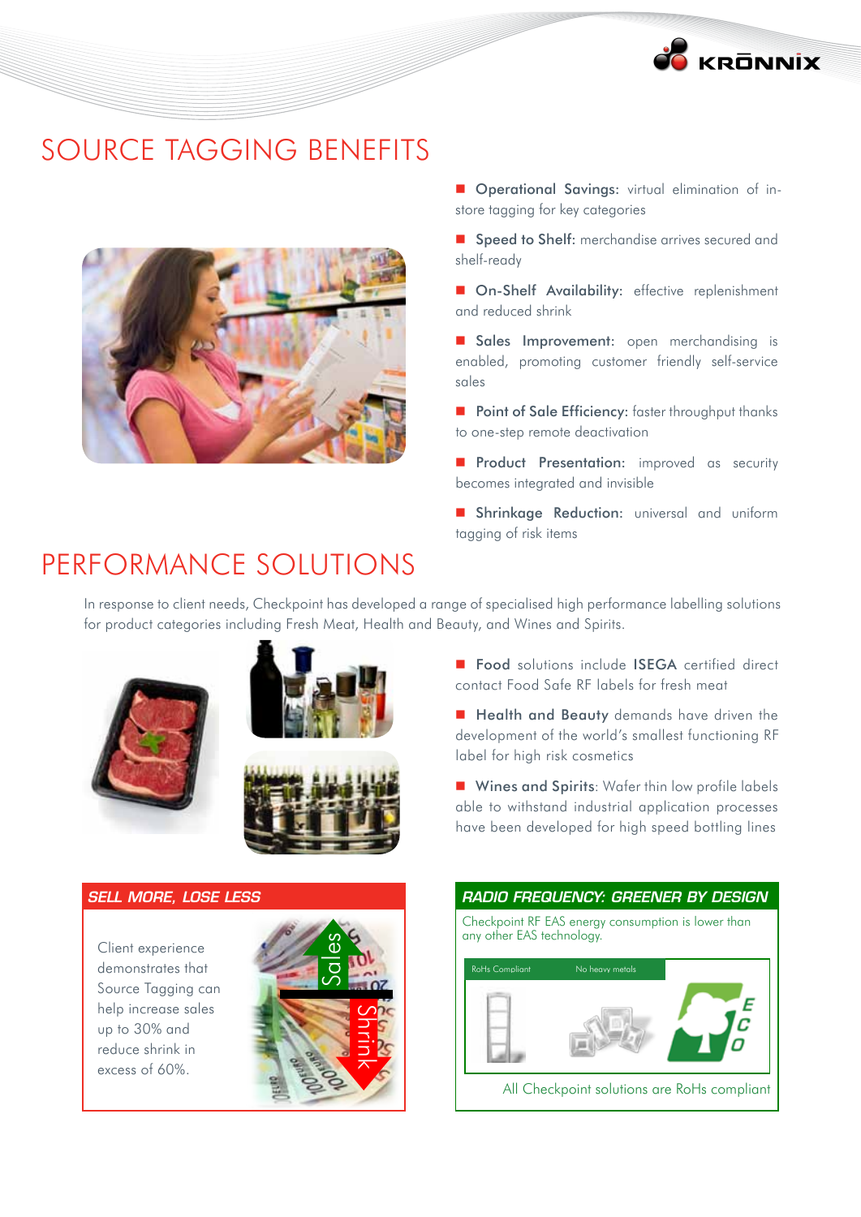# SOURCE TAGGING BENEFITS

- **Operational Savings:** virtual elimination of in-store tagging for key categories
- **Speed to Shelf:** merchandise arrives secured and shelf-ready
- **On-Shelf Availability:** effective replenishment and reduced shrink
- **Sales Improvement:** open merchandising is enabled, promoting customer friendly self-service sales
- **Point of Sale Efficiency:** faster throughput thanks to one-step remote deactivation
- **Product Presentation:** improved as security becomes integrated and invisible
- **Shrinkage Reduction:** universal and uniform tagging of risk items

# PERFORMANCE SOLUTIONS

In response to client needs, Checkpoint has developed a range of specialised high performance labelling solutions for product categories including Fresh Meat, Health and Beauty, and Wines and Spirits.

- **Food** solutions include **ISEGA** certified direct contact Food Safe RF labels for fresh meat
- **Health and Beauty** demands have driven the development of the world's smallest functioning RF label for high risk cosmetics
- **Wines and Spirits**: Wafer thin low profile labels able to withstand industrial application processes have been developed for high speed bottling lines

## *SELL MORE, LOSE LESS*

Client experience demonstrates that Source Tagging can help increase sales up to 30% and reduce shrink in excess of 60%.

Sales

Shrink

## *RADIO FREQUENCY: GREENER BY DESIGN*

Checkpoint RF EAS energy consumption is lower than any other EAS technology.

RoHs Compliant

No heavy metals

ECO

All Checkpoint solutions are RoHs compliant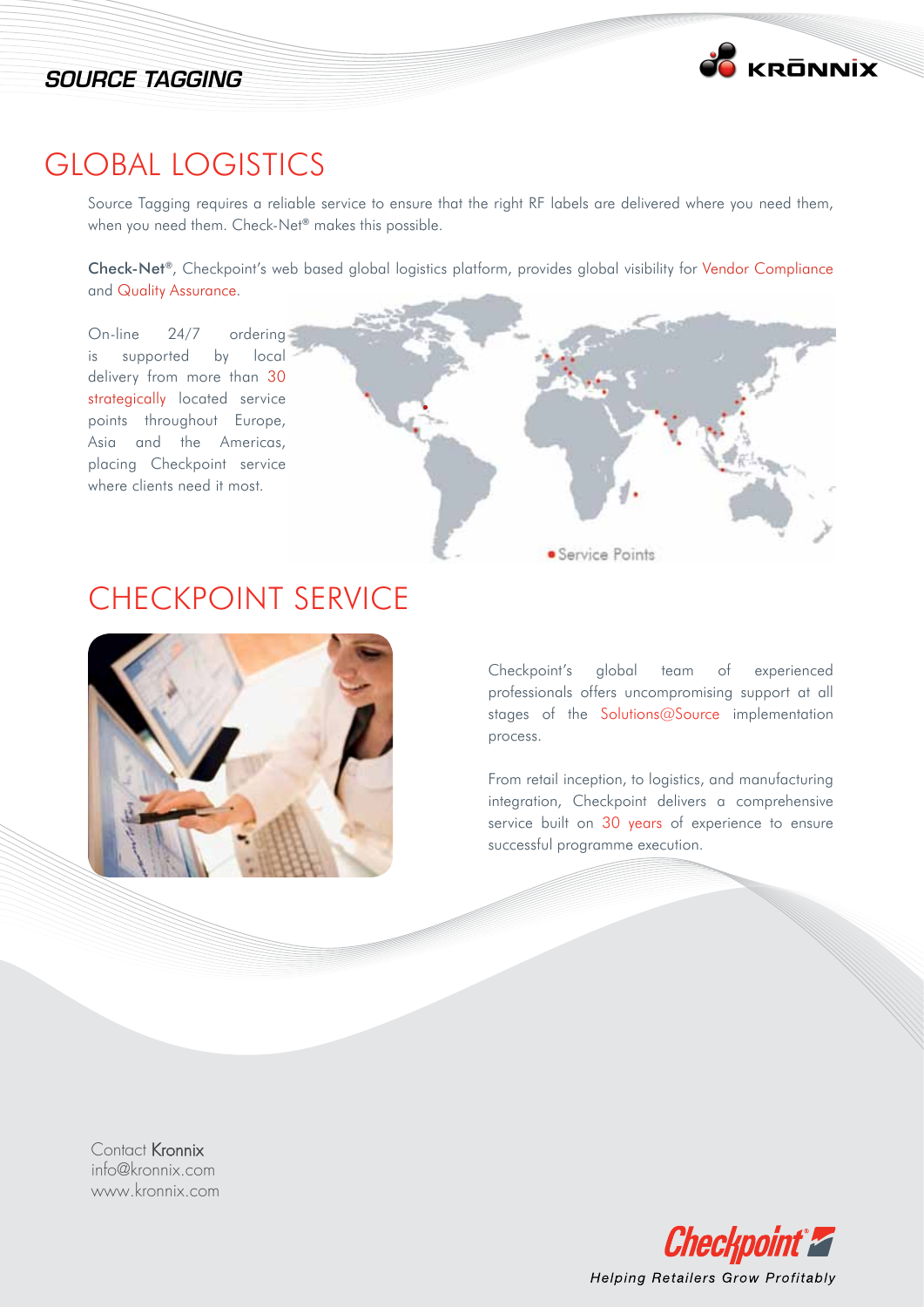SOURCE TAGGING

KRŌNNIX

# GLOBAL LOGISTICS

Source Tagging requires a reliable service to ensure that the right RF labels are delivered where you need them, when you need them. Check-Net® makes this possible.

**Check-Net**®, Checkpoint's web based global logistics platform, provides global visibility for Vendor Compliance and Quality Assurance.

On-line 24/7 ordering is supported by local delivery from more than 30 strategically located service points throughout Europe, Asia and the Americas, placing Checkpoint service where clients need it most.

Service Points

# CHECKPOINT SERVICE

Checkpoint's global team of experienced professionals offers uncompromising support at all stages of the Solutions@Source implementation process.

From retail inception, to logistics, and manufacturing integration, Checkpoint delivers a comprehensive service built on 30 years of experience to ensure successful programme execution.

Contact Kronnix
info@kronnix.com
www.kronnix.com

Checkpoint
*Helping Retailers Grow Profitably*